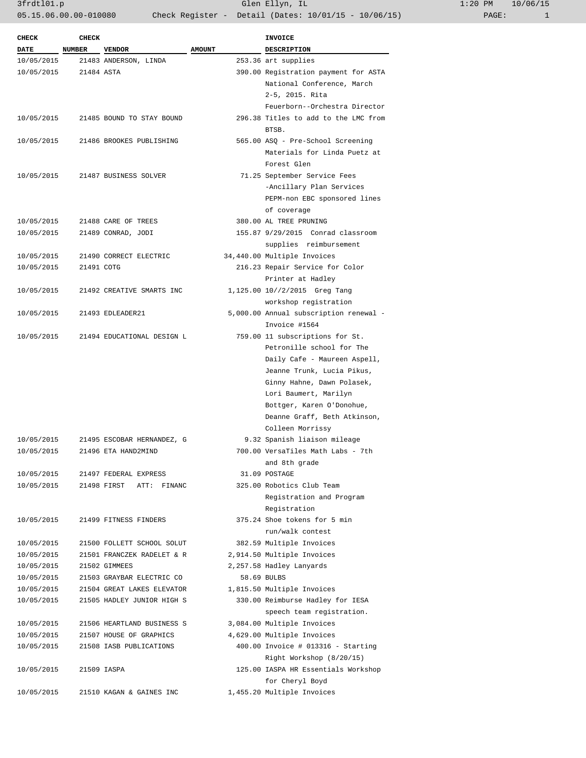3frdtl01.p    Glen Ellyn, IL    1:20 PM    10/06/15
05.15.06.00.00-010080    Check Register - Detail (Dates: 10/01/15 - 10/06/15)

| CHECK DATE | CHECK NUMBER | VENDOR | AMOUNT | INVOICE DESCRIPTION |
|---|---|---|---|---|
| 10/05/2015 | 21483 | ANDERSON, LINDA | 253.36 | art supplies |
| 10/05/2015 | 21484 | ASTA | 390.00 | Registration payment for ASTA National Conference, March 2-5, 2015. Rita Feuerborn--Orchestra Director |
| 10/05/2015 | 21485 | BOUND TO STAY BOUND | 296.38 | Titles to add to the LMC from BTSB. |
| 10/05/2015 | 21486 | BROOKES PUBLISHING | 565.00 | ASQ - Pre-School Screening Materials for Linda Puetz at Forest Glen |
| 10/05/2015 | 21487 | BUSINESS SOLVER | 71.25 | September Service Fees -Ancillary Plan Services PEPM-non EBC sponsored lines of coverage |
| 10/05/2015 | 21488 | CARE OF TREES | 380.00 | AL TREE PRUNING |
| 10/05/2015 | 21489 | CONRAD, JODI | 155.87 | 9/29/2015 Conrad classroom supplies reimbursement |
| 10/05/2015 | 21490 | CORRECT ELECTRIC | 34,440.00 | Multiple Invoices |
| 10/05/2015 | 21491 | COTG | 216.23 | Repair Service for Color Printer at Hadley |
| 10/05/2015 | 21492 | CREATIVE SMARTS INC | 1,125.00 | 10//2/2015 Greg Tang workshop registration |
| 10/05/2015 | 21493 | EDLEADER21 | 5,000.00 | Annual subscription renewal - Invoice #1564 |
| 10/05/2015 | 21494 | EDUCATIONAL DESIGN L | 759.00 | 11 subscriptions for St. Petronille school for The Daily Cafe - Maureen Aspell, Jeanne Trunk, Lucia Pikus, Ginny Hahne, Dawn Polasek, Lori Baumert, Marilyn Bottger, Karen O'Donohue, Deanne Graff, Beth Atkinson, Colleen Morrissy |
| 10/05/2015 | 21495 | ESCOBAR HERNANDEZ, G | 9.32 | Spanish liaison mileage |
| 10/05/2015 | 21496 | ETA HAND2MIND | 700.00 | VersaTiles Math Labs - 7th and 8th grade |
| 10/05/2015 | 21497 | FEDERAL EXPRESS | 31.09 | POSTAGE |
| 10/05/2015 | 21498 | FIRST ATT: FINANC | 325.00 | Robotics Club Team Registration and Program Registration |
| 10/05/2015 | 21499 | FITNESS FINDERS | 375.24 | Shoe tokens for 5 min run/walk contest |
| 10/05/2015 | 21500 | FOLLETT SCHOOL SOLUT | 382.59 | Multiple Invoices |
| 10/05/2015 | 21501 | FRANCZEK RADELET & R | 2,914.50 | Multiple Invoices |
| 10/05/2015 | 21502 | GIMMEES | 2,257.58 | Hadley Lanyards |
| 10/05/2015 | 21503 | GRAYBAR ELECTRIC CO | 58.69 | BULBS |
| 10/05/2015 | 21504 | GREAT LAKES ELEVATOR | 1,815.50 | Multiple Invoices |
| 10/05/2015 | 21505 | HADLEY JUNIOR HIGH S | 330.00 | Reimburse Hadley for IESA speech team registration. |
| 10/05/2015 | 21506 | HEARTLAND BUSINESS S | 3,084.00 | Multiple Invoices |
| 10/05/2015 | 21507 | HOUSE OF GRAPHICS | 4,629.00 | Multiple Invoices |
| 10/05/2015 | 21508 | IASB PUBLICATIONS | 400.00 | Invoice # 013316 - Starting Right Workshop (8/20/15) |
| 10/05/2015 | 21509 | IASPA | 125.00 | IASPA HR Essentials Workshop for Cheryl Boyd |
| 10/05/2015 | 21510 | KAGAN & GAINES INC | 1,455.20 | Multiple Invoices |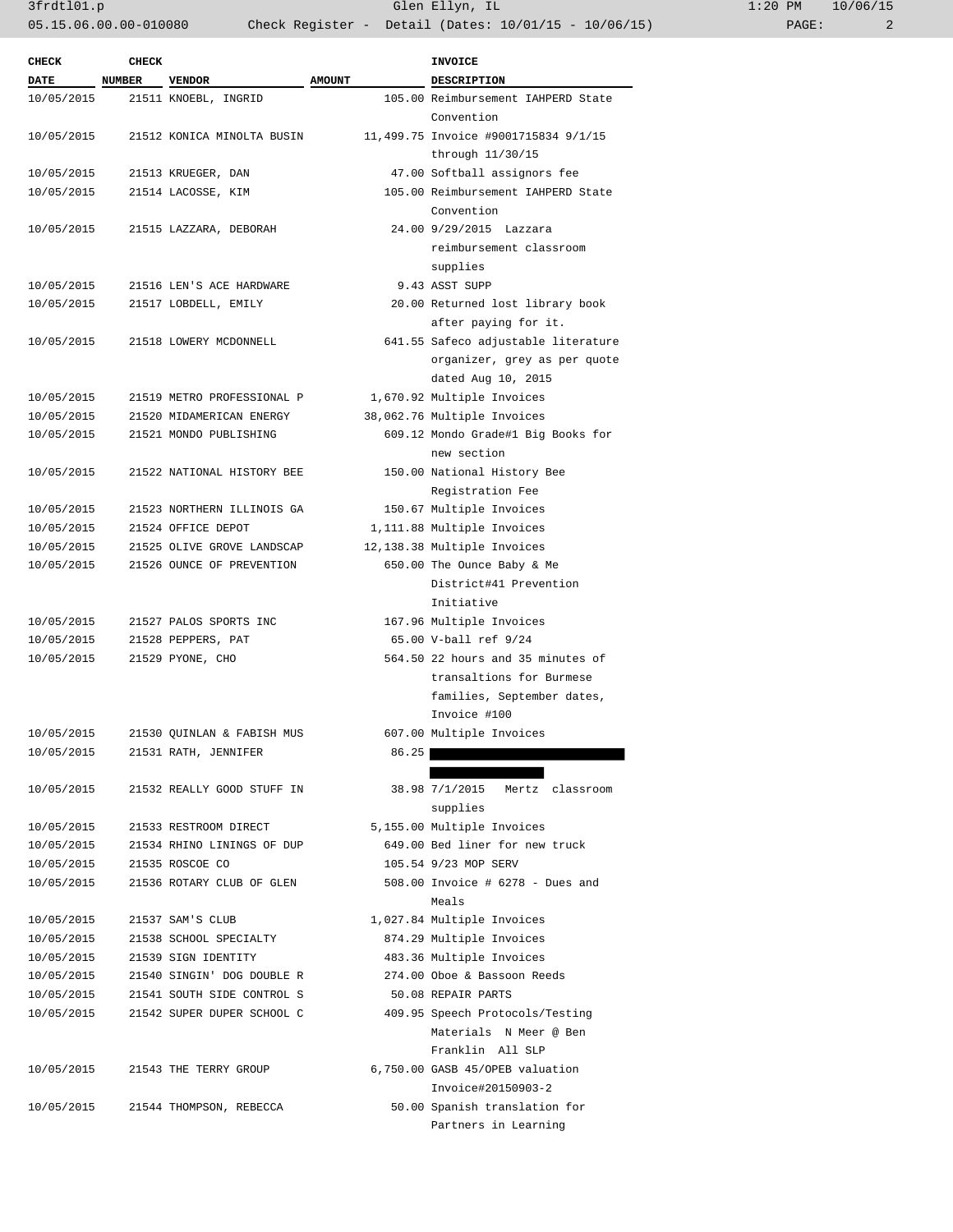| CHECK DATE | CHECK NUMBER | VENDOR | AMOUNT | INVOICE DESCRIPTION |
|---|---|---|---|---|
| 10/05/2015 | 21511 | KNOEBL, INGRID | 105.00 | Reimbursement IAHPERD State Convention |
| 10/05/2015 | 21512 | KONICA MINOLTA BUSIN | 11,499.75 | Invoice #9001715834 9/1/15 through 11/30/15 |
| 10/05/2015 | 21513 | KRUEGER, DAN | 47.00 | Softball assignors fee |
| 10/05/2015 | 21514 | LACOSSE, KIM | 105.00 | Reimbursement IAHPERD State Convention |
| 10/05/2015 | 21515 | LAZZARA, DEBORAH | 24.00 | 9/29/2015 Lazzara reimbursement classroom supplies |
| 10/05/2015 | 21516 | LEN'S ACE HARDWARE | 9.43 | ASST SUPP |
| 10/05/2015 | 21517 | LOBDELL, EMILY | 20.00 | Returned lost library book after paying for it. |
| 10/05/2015 | 21518 | LOWERY MCDONNELL | 641.55 | Safeco adjustable literature organizer, grey as per quote dated Aug 10, 2015 |
| 10/05/2015 | 21519 | METRO PROFESSIONAL P | 1,670.92 | Multiple Invoices |
| 10/05/2015 | 21520 | MIDAMERICAN ENERGY | 38,062.76 | Multiple Invoices |
| 10/05/2015 | 21521 | MONDO PUBLISHING | 609.12 | Mondo Grade#1 Big Books for new section |
| 10/05/2015 | 21522 | NATIONAL HISTORY BEE | 150.00 | National History Bee Registration Fee |
| 10/05/2015 | 21523 | NORTHERN ILLINOIS GA | 150.67 | Multiple Invoices |
| 10/05/2015 | 21524 | OFFICE DEPOT | 1,111.88 | Multiple Invoices |
| 10/05/2015 | 21525 | OLIVE GROVE LANDSCAP | 12,138.38 | Multiple Invoices |
| 10/05/2015 | 21526 | OUNCE OF PREVENTION | 650.00 | The Ounce Baby & Me District#41 Prevention Initiative |
| 10/05/2015 | 21527 | PALOS SPORTS INC | 167.96 | Multiple Invoices |
| 10/05/2015 | 21528 | PEPPERS, PAT | 65.00 | V-ball ref 9/24 |
| 10/05/2015 | 21529 | PYONE, CHO | 564.50 | 22 hours and 35 minutes of transaltions for Burmese families, September dates, Invoice #100 |
| 10/05/2015 | 21530 | QUINLAN & FABISH MUS | 607.00 | Multiple Invoices |
| 10/05/2015 | 21531 | RATH, JENNIFER | 86.25 | [REDACTED] |
| 10/05/2015 | 21532 | REALLY GOOD STUFF IN | 38.98 | 7/1/2015 Mertz classroom supplies |
| 10/05/2015 | 21533 | RESTROOM DIRECT | 5,155.00 | Multiple Invoices |
| 10/05/2015 | 21534 | RHINO LININGS OF DUP | 649.00 | Bed liner for new truck |
| 10/05/2015 | 21535 | ROSCOE CO | 105.54 | 9/23 MOP SERV |
| 10/05/2015 | 21536 | ROTARY CLUB OF GLEN | 508.00 | Invoice # 6278 - Dues and Meals |
| 10/05/2015 | 21537 | SAM'S CLUB | 1,027.84 | Multiple Invoices |
| 10/05/2015 | 21538 | SCHOOL SPECIALTY | 874.29 | Multiple Invoices |
| 10/05/2015 | 21539 | SIGN IDENTITY | 483.36 | Multiple Invoices |
| 10/05/2015 | 21540 | SINGIN' DOG DOUBLE R | 274.00 | Oboe & Bassoon Reeds |
| 10/05/2015 | 21541 | SOUTH SIDE CONTROL S | 50.08 | REPAIR PARTS |
| 10/05/2015 | 21542 | SUPER DUPER SCHOOL C | 409.95 | Speech Protocols/Testing Materials N Meer @ Ben Franklin All SLP |
| 10/05/2015 | 21543 | THE TERRY GROUP | 6,750.00 | GASB 45/OPEB valuation Invoice#20150903-2 |
| 10/05/2015 | 21544 | THOMPSON, REBECCA | 50.00 | Spanish translation for Partners in Learning |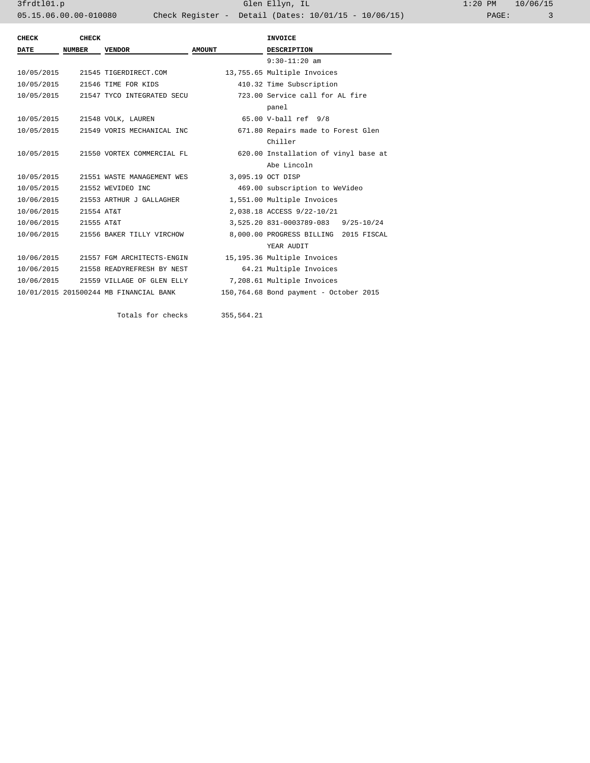| CHECK DATE | CHECK NUMBER | VENDOR | AMOUNT | INVOICE DESCRIPTION |
|---|---|---|---|---|
| | | | | 9:30-11:20 am |
| 10/05/2015 | 21545 | TIGERDIRECT.COM | 13,755.65 | Multiple Invoices |
| 10/05/2015 | 21546 | TIME FOR KIDS | 410.32 | Time Subscription |
| 10/05/2015 | 21547 | TYCO INTEGRATED SECU | 723.00 | Service call for AL fire panel |
| 10/05/2015 | 21548 | VOLK, LAUREN | 65.00 | V-ball ref 9/8 |
| 10/05/2015 | 21549 | VORIS MECHANICAL INC | 671.80 | Repairs made to Forest Glen Chiller |
| 10/05/2015 | 21550 | VORTEX COMMERCIAL FL | 620.00 | Installation of vinyl base at Abe Lincoln |
| 10/05/2015 | 21551 | WASTE MANAGEMENT WES | 3,095.19 | OCT DISP |
| 10/05/2015 | 21552 | WEVIDEO INC | 469.00 | subscription to WeVideo |
| 10/06/2015 | 21553 | ARTHUR J GALLAGHER | 1,551.00 | Multiple Invoices |
| 10/06/2015 | 21554 | AT&T | 2,038.18 | ACCESS 9/22-10/21 |
| 10/06/2015 | 21555 | AT&T | 3,525.20 | 831-0003789-083 9/25-10/24 |
| 10/06/2015 | 21556 | BAKER TILLY VIRCHOW | 8,000.00 | PROGRESS BILLING 2015 FISCAL YEAR AUDIT |
| 10/06/2015 | 21557 | FGM ARCHITECTS-ENGIN | 15,195.36 | Multiple Invoices |
| 10/06/2015 | 21558 | READYREFRESH BY NEST | 64.21 | Multiple Invoices |
| 10/06/2015 | 21559 | VILLAGE OF GLEN ELLY | 7,208.61 | Multiple Invoices |
| 10/01/2015 | 201500244 | MB FINANCIAL BANK | 150,764.68 | Bond payment - October 2015 |
| | | Totals for checks | 355,564.21 | |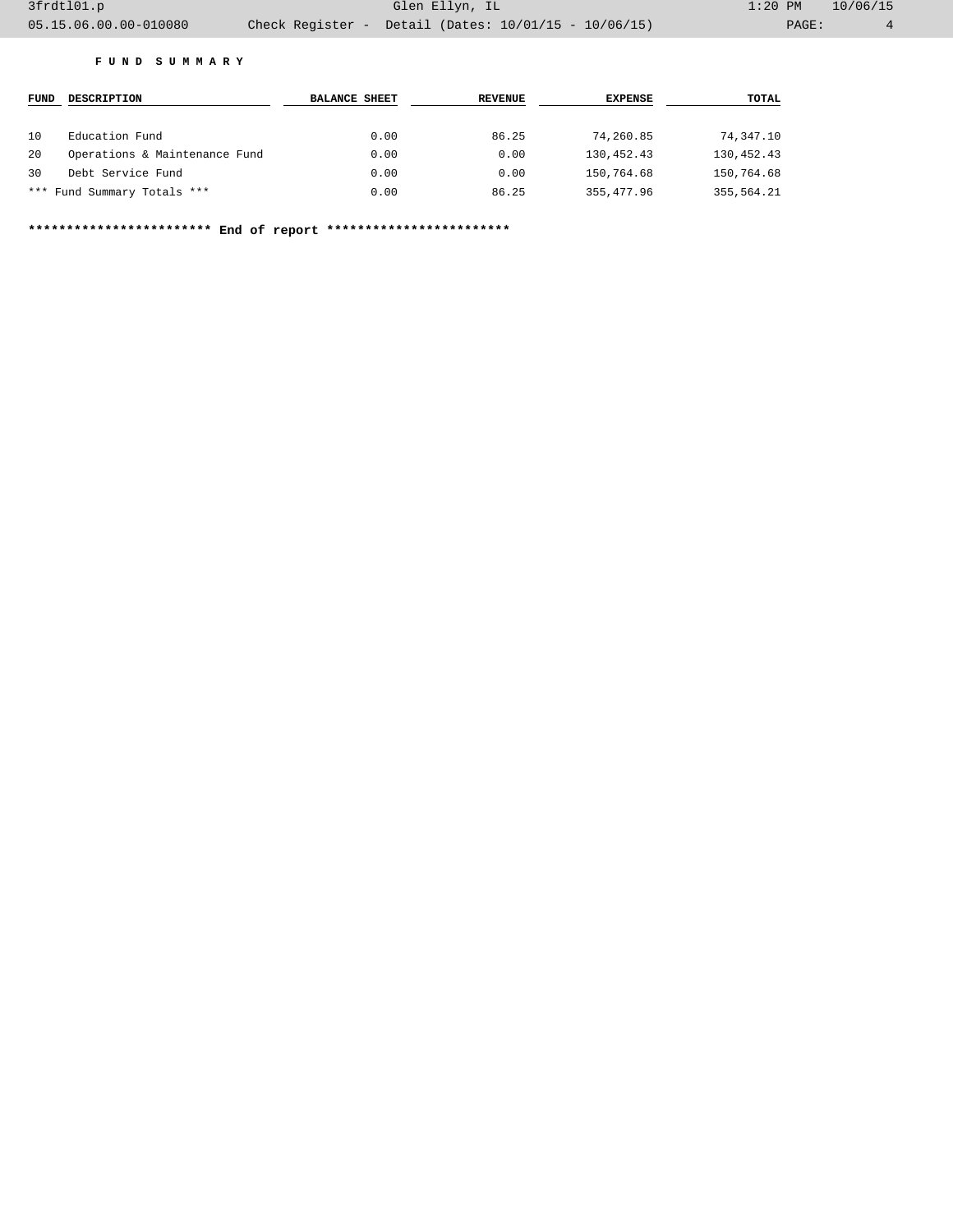**F U N D   S U M M A R Y**

| FUND | DESCRIPTION | BALANCE SHEET | REVENUE | EXPENSE | TOTAL |
| --- | --- | --- | --- | --- | --- |
| 10 | Education Fund | 0.00 | 86.25 | 74,260.85 | 74,347.10 |
| 20 | Operations & Maintenance Fund | 0.00 | 0.00 | 130,452.43 | 130,452.43 |
| 30 | Debt Service Fund | 0.00 | 0.00 | 150,764.68 | 150,764.68 |
| *** Fund Summary Totals *** | | 0.00 | 86.25 | 355,477.96 | 355,564.21 |

**************************** End of report ****************************